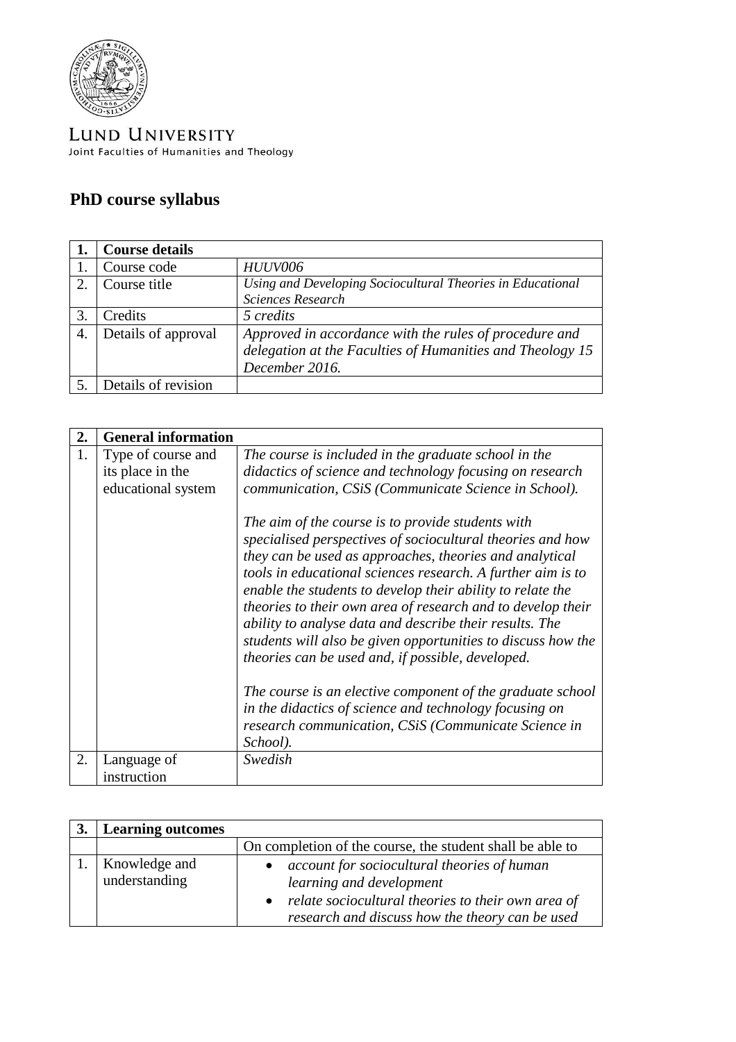LUND UNIVERSITY
Joint Faculties of Humanities and Theology

# PhD course syllabus

| 1. | Course details | |
|---|---|---|
| 1. | Course code | *HUUV006* |
| 2. | Course title | *Using and Developing Sociocultural Theories in Educational Sciences Research* |
| 3. | Credits | *5 credits* |
| 4. | Details of approval | *Approved in accordance with the rules of procedure and delegation at the Faculties of Humanities and Theology 15 December 2016.* |
| 5. | Details of revision | |

| 2. | General information | |
|---|---|---|
| 1. | Type of course and its place in the educational system | *The course is included in the graduate school in the didactics of science and technology focusing on research communication, CSiS (Communicate Science in School).*<br><br>*The aim of the course is to provide students with specialised perspectives of sociocultural theories and how they can be used as approaches, theories and analytical tools in educational sciences research. A further aim is to enable the students to develop their ability to relate the theories to their own area of research and to develop their ability to analyse data and describe their results. The students will also be given opportunities to discuss how the theories can be used and, if possible, developed.*<br><br>*The course is an elective component of the graduate school in the didactics of science and technology focusing on research communication, CSiS (Communicate Science in School).* |
| 2. | Language of instruction | *Swedish* |

| 3. | Learning outcomes | |
|---|---|---|
| | | On completion of the course, the student shall be able to |
| 1. | Knowledge and understanding | • *account for sociocultural theories of human learning and development*<br>• *relate sociocultural theories to their own area of research and discuss how the theory can be used* |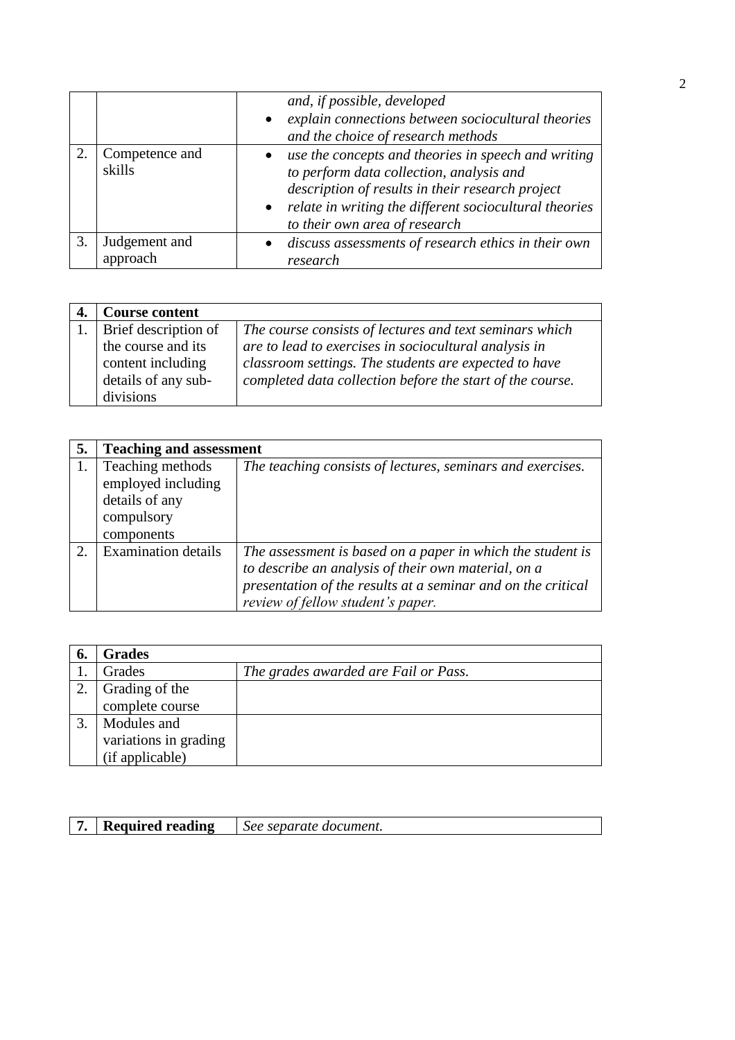| | | |
|---|---|---|
| | | *and, if possible, developed*<br>• *explain connections between sociocultural theories and the choice of research methods* |
| 2. | Competence and skills | • *use the concepts and theories in speech and writing to perform data collection, analysis and description of results in their research project*<br>• *relate in writing the different sociocultural theories to their own area of research* |
| 3. | Judgement and approach | • *discuss assessments of research ethics in their own research* |

| **4.** | **Course content** | |
|---|---|---|
| 1. | Brief description of the course and its content including details of any sub-divisions | *The course consists of lectures and text seminars which are to lead to exercises in sociocultural analysis in classroom settings. The students are expected to have completed data collection before the start of the course.* |

| **5.** | **Teaching and assessment** | |
|---|---|---|
| 1. | Teaching methods employed including details of any compulsory components | *The teaching consists of lectures, seminars and exercises.* |
| 2. | Examination details | *The assessment is based on a paper in which the student is to describe an analysis of their own material, on a presentation of the results at a seminar and on the critical review of fellow student's paper.* |

| **6.** | **Grades** | |
|---|---|---|
| 1. | Grades | *The grades awarded are Fail or Pass.* |
| 2. | Grading of the complete course | |
| 3. | Modules and variations in grading (if applicable) | |

| **7.** | **Required reading** | *See separate document.* |
|---|---|---|